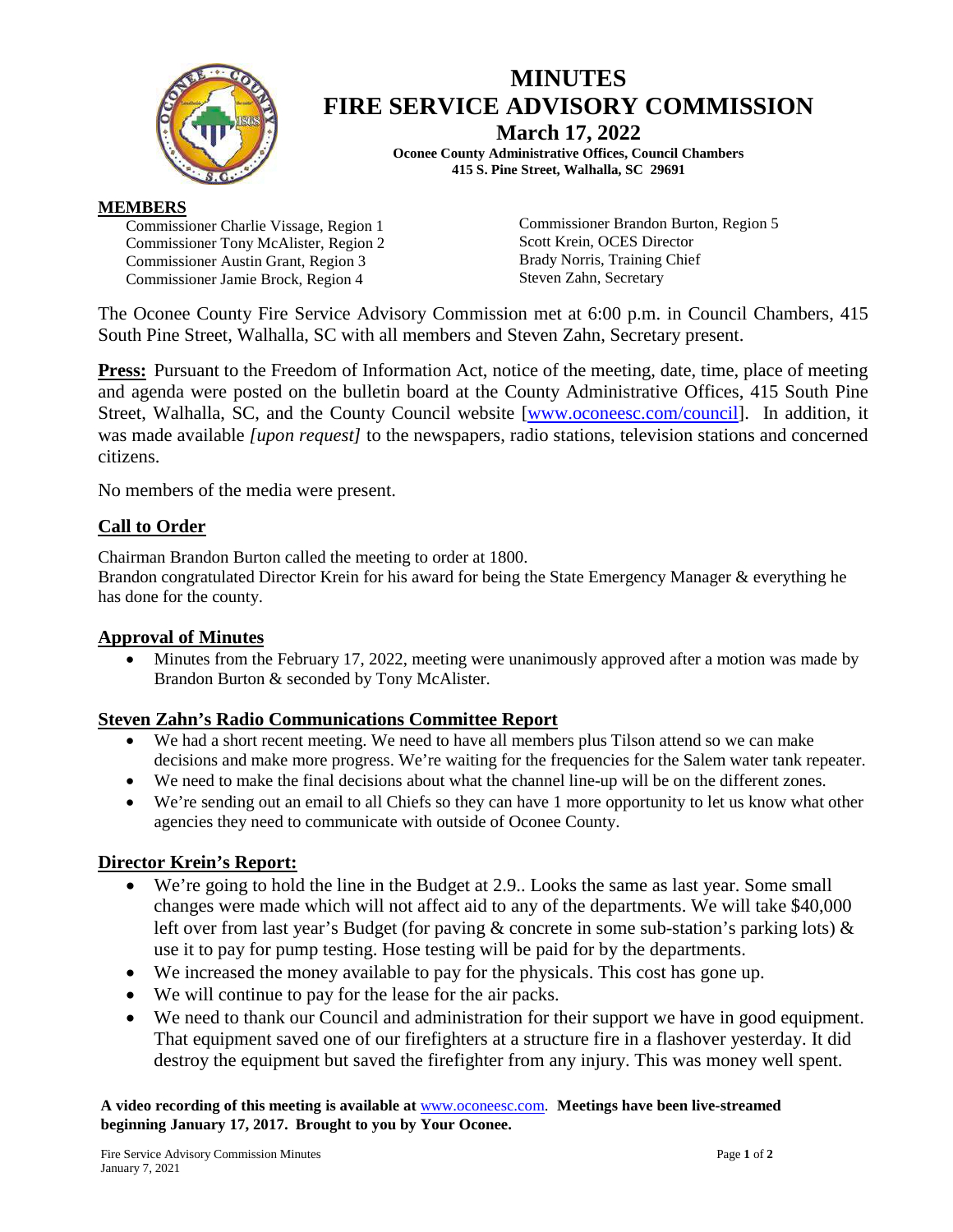# MINUTES
# FIRE SERVICE ADVISORY COMMISSION
## March 17, 2022
**Oconee County Administrative Offices, Council Chambers**
**415 S. Pine Street, Walhalla, SC 29691**

**MEMBERS**

Commissioner Charlie Vissage, Region 1
Commissioner Tony McAlister, Region 2
Commissioner Austin Grant, Region 3
Commissioner Jamie Brock, Region 4
Commissioner Brandon Burton, Region 5
Scott Krein, OCES Director
Brady Norris, Training Chief
Steven Zahn, Secretary

The Oconee County Fire Service Advisory Commission met at 6:00 p.m. in Council Chambers, 415 South Pine Street, Walhalla, SC with all members and Steven Zahn, Secretary present.

**Press:** Pursuant to the Freedom of Information Act, notice of the meeting, date, time, place of meeting and agenda were posted on the bulletin board at the County Administrative Offices, 415 South Pine Street, Walhalla, SC, and the County Council website [www.oconeesc.com/council]. In addition, it was made available *[upon request]* to the newspapers, radio stations, television stations and concerned citizens.

No members of the media were present.

**Call to Order**

Chairman Brandon Burton called the meeting to order at 1800.
Brandon congratulated Director Krein for his award for being the State Emergency Manager & everything he has done for the county.

**Approval of Minutes**

- Minutes from the February 17, 2022, meeting were unanimously approved after a motion was made by Brandon Burton & seconded by Tony McAlister.

**Steven Zahn's Radio Communications Committee Report**

- We had a short recent meeting. We need to have all members plus Tilson attend so we can make decisions and make more progress. We're waiting for the frequencies for the Salem water tank repeater.
- We need to make the final decisions about what the channel line-up will be on the different zones.
- We're sending out an email to all Chiefs so they can have 1 more opportunity to let us know what other agencies they need to communicate with outside of Oconee County.

**Director Krein's Report:**

- We're going to hold the line in the Budget at 2.9.. Looks the same as last year. Some small changes were made which will not affect aid to any of the departments. We will take $40,000 left over from last year's Budget (for paving & concrete in some sub-station's parking lots) & use it to pay for pump testing. Hose testing will be paid for by the departments.
- We increased the money available to pay for the physicals. This cost has gone up.
- We will continue to pay for the lease for the air packs.
- We need to thank our Council and administration for their support we have in good equipment. That equipment saved one of our firefighters at a structure fire in a flashover yesterday. It did destroy the equipment but saved the firefighter from any injury. This was money well spent.

**A video recording of this meeting is available at** www.oconeesc.com. **Meetings have been live-streamed beginning January 17, 2017. Brought to you by Your Oconee.**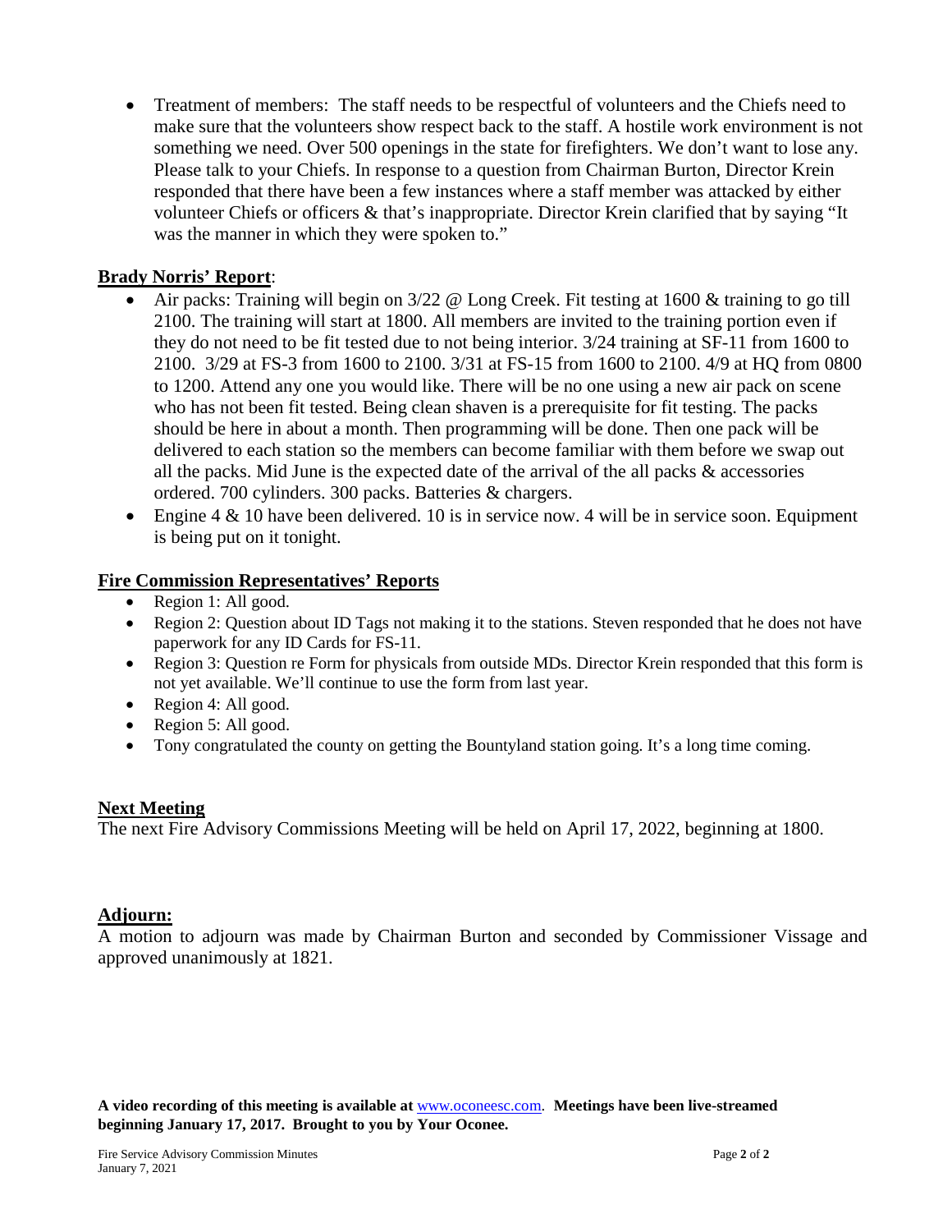- Treatment of members: The staff needs to be respectful of volunteers and the Chiefs need to make sure that the volunteers show respect back to the staff. A hostile work environment is not something we need. Over 500 openings in the state for firefighters. We don't want to lose any. Please talk to your Chiefs. In response to a question from Chairman Burton, Director Krein responded that there have been a few instances where a staff member was attacked by either volunteer Chiefs or officers & that's inappropriate. Director Krein clarified that by saying "It was the manner in which they were spoken to."

## Brady Norris' Report:

- Air packs: Training will begin on 3/22 @ Long Creek. Fit testing at 1600 & training to go till 2100. The training will start at 1800. All members are invited to the training portion even if they do not need to be fit tested due to not being interior. 3/24 training at SF-11 from 1600 to 2100. 3/29 at FS-3 from 1600 to 2100. 3/31 at FS-15 from 1600 to 2100. 4/9 at HQ from 0800 to 1200. Attend any one you would like. There will be no one using a new air pack on scene who has not been fit tested. Being clean shaven is a prerequisite for fit testing. The packs should be here in about a month. Then programming will be done. Then one pack will be delivered to each station so the members can become familiar with them before we swap out all the packs. Mid June is the expected date of the arrival of the all packs & accessories ordered. 700 cylinders. 300 packs. Batteries & chargers.
- Engine 4 & 10 have been delivered. 10 is in service now. 4 will be in service soon. Equipment is being put on it tonight.

## Fire Commission Representatives' Reports

- Region 1: All good.
- Region 2: Question about ID Tags not making it to the stations. Steven responded that he does not have paperwork for any ID Cards for FS-11.
- Region 3: Question re Form for physicals from outside MDs. Director Krein responded that this form is not yet available. We'll continue to use the form from last year.
- Region 4: All good.
- Region 5: All good.
- Tony congratulated the county on getting the Bountyland station going. It's a long time coming.

## Next Meeting

The next Fire Advisory Commissions Meeting will be held on April 17, 2022, beginning at 1800.

## Adjourn:

A motion to adjourn was made by Chairman Burton and seconded by Commissioner Vissage and approved unanimously at 1821.

**A video recording of this meeting is available at** www.oconeesc.com. **Meetings have been live-streamed beginning January 17, 2017. Brought to you by Your Oconee.**